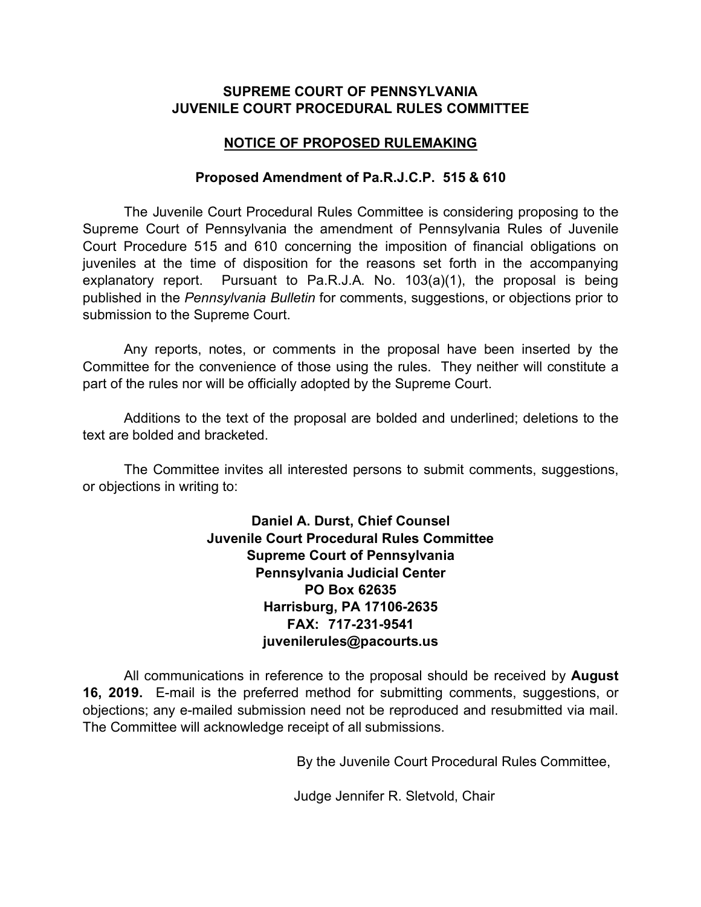**SUPREME COURT OF PENNSYLVANIA**
**JUVENILE COURT PROCEDURAL RULES COMMITTEE**

**NOTICE OF PROPOSED RULEMAKING**

**Proposed Amendment of Pa.R.J.C.P. 515 & 610**

The Juvenile Court Procedural Rules Committee is considering proposing to the Supreme Court of Pennsylvania the amendment of Pennsylvania Rules of Juvenile Court Procedure 515 and 610 concerning the imposition of financial obligations on juveniles at the time of disposition for the reasons set forth in the accompanying explanatory report. Pursuant to Pa.R.J.A. No. 103(a)(1), the proposal is being published in the *Pennsylvania Bulletin* for comments, suggestions, or objections prior to submission to the Supreme Court.

Any reports, notes, or comments in the proposal have been inserted by the Committee for the convenience of those using the rules. They neither will constitute a part of the rules nor will be officially adopted by the Supreme Court.

Additions to the text of the proposal are bolded and underlined; deletions to the text are bolded and bracketed.

The Committee invites all interested persons to submit comments, suggestions, or objections in writing to:

**Daniel A. Durst, Chief Counsel**
**Juvenile Court Procedural Rules Committee**
**Supreme Court of Pennsylvania**
**Pennsylvania Judicial Center**
**PO Box 62635**
**Harrisburg, PA 17106-2635**
**FAX: 717-231-9541**
**juvenilerules@pacourts.us**

All communications in reference to the proposal should be received by **August 16, 2019.** E-mail is the preferred method for submitting comments, suggestions, or objections; any e-mailed submission need not be reproduced and resubmitted via mail. The Committee will acknowledge receipt of all submissions.

By the Juvenile Court Procedural Rules Committee,

Judge Jennifer R. Sletvold, Chair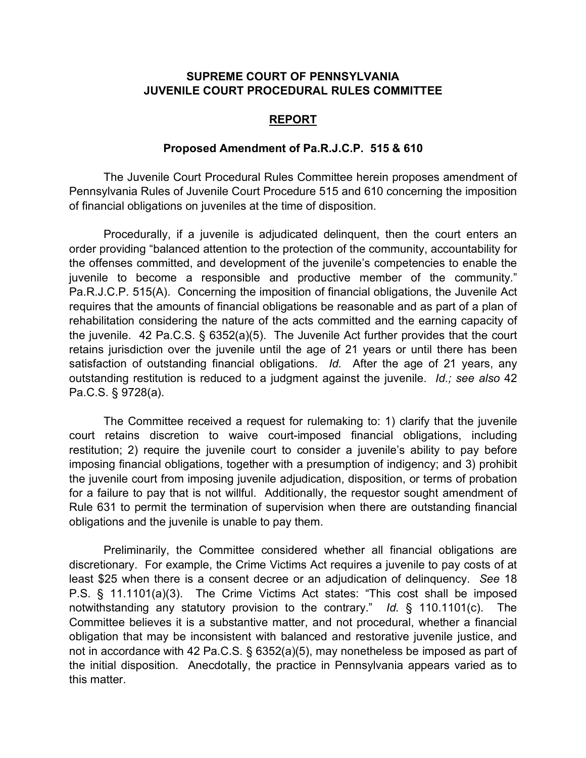**SUPREME COURT OF PENNSYLVANIA**
**JUVENILE COURT PROCEDURAL RULES COMMITTEE**

**REPORT**

**Proposed Amendment of Pa.R.J.C.P. 515 & 610**

The Juvenile Court Procedural Rules Committee herein proposes amendment of Pennsylvania Rules of Juvenile Court Procedure 515 and 610 concerning the imposition of financial obligations on juveniles at the time of disposition.

Procedurally, if a juvenile is adjudicated delinquent, then the court enters an order providing "balanced attention to the protection of the community, accountability for the offenses committed, and development of the juvenile's competencies to enable the juvenile to become a responsible and productive member of the community." Pa.R.J.C.P. 515(A). Concerning the imposition of financial obligations, the Juvenile Act requires that the amounts of financial obligations be reasonable and as part of a plan of rehabilitation considering the nature of the acts committed and the earning capacity of the juvenile. 42 Pa.C.S. § 6352(a)(5). The Juvenile Act further provides that the court retains jurisdiction over the juvenile until the age of 21 years or until there has been satisfaction of outstanding financial obligations. *Id.* After the age of 21 years, any outstanding restitution is reduced to a judgment against the juvenile. *Id.; see also* 42 Pa.C.S. § 9728(a).

The Committee received a request for rulemaking to: 1) clarify that the juvenile court retains discretion to waive court-imposed financial obligations, including restitution; 2) require the juvenile court to consider a juvenile's ability to pay before imposing financial obligations, together with a presumption of indigency; and 3) prohibit the juvenile court from imposing juvenile adjudication, disposition, or terms of probation for a failure to pay that is not willful. Additionally, the requestor sought amendment of Rule 631 to permit the termination of supervision when there are outstanding financial obligations and the juvenile is unable to pay them.

Preliminarily, the Committee considered whether all financial obligations are discretionary. For example, the Crime Victims Act requires a juvenile to pay costs of at least $25 when there is a consent decree or an adjudication of delinquency. *See* 18 P.S. § 11.1101(a)(3). The Crime Victims Act states: "This cost shall be imposed notwithstanding any statutory provision to the contrary." *Id.* § 110.1101(c). The Committee believes it is a substantive matter, and not procedural, whether a financial obligation that may be inconsistent with balanced and restorative juvenile justice, and not in accordance with 42 Pa.C.S. § 6352(a)(5), may nonetheless be imposed as part of the initial disposition. Anecdotally, the practice in Pennsylvania appears varied as to this matter.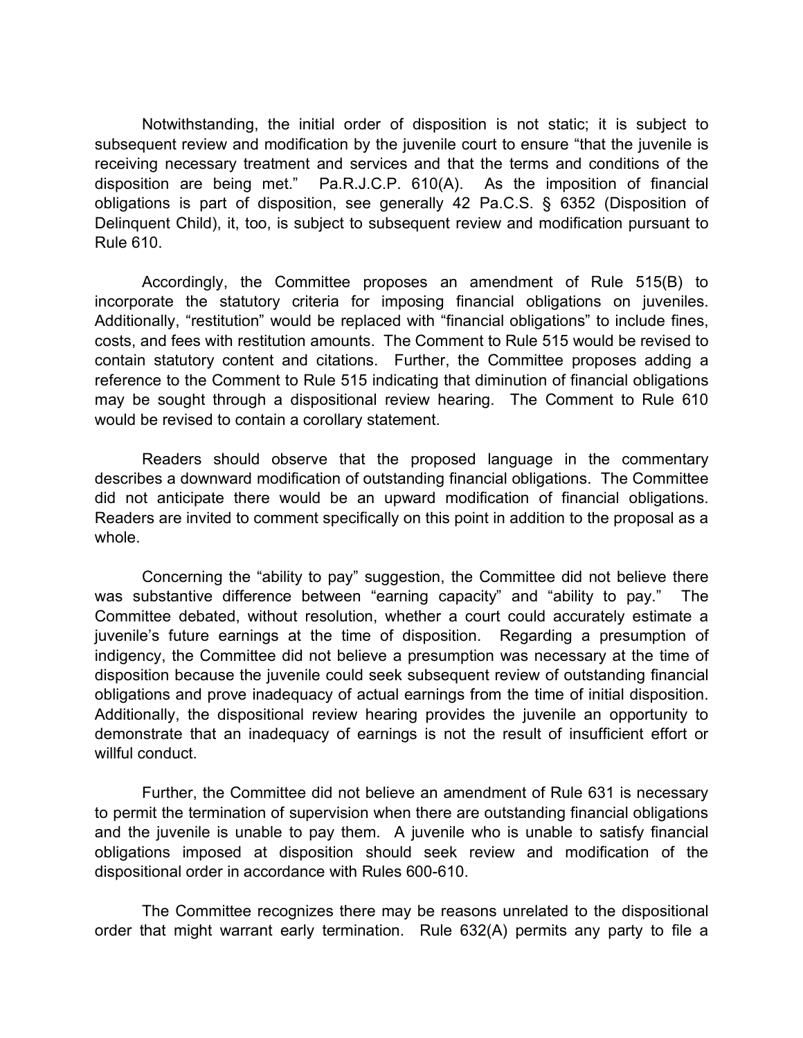Notwithstanding, the initial order of disposition is not static; it is subject to subsequent review and modification by the juvenile court to ensure "that the juvenile is receiving necessary treatment and services and that the terms and conditions of the disposition are being met." Pa.R.J.C.P. 610(A). As the imposition of financial obligations is part of disposition, see generally 42 Pa.C.S. § 6352 (Disposition of Delinquent Child), it, too, is subject to subsequent review and modification pursuant to Rule 610.

Accordingly, the Committee proposes an amendment of Rule 515(B) to incorporate the statutory criteria for imposing financial obligations on juveniles. Additionally, "restitution" would be replaced with "financial obligations" to include fines, costs, and fees with restitution amounts. The Comment to Rule 515 would be revised to contain statutory content and citations. Further, the Committee proposes adding a reference to the Comment to Rule 515 indicating that diminution of financial obligations may be sought through a dispositional review hearing. The Comment to Rule 610 would be revised to contain a corollary statement.

Readers should observe that the proposed language in the commentary describes a downward modification of outstanding financial obligations. The Committee did not anticipate there would be an upward modification of financial obligations. Readers are invited to comment specifically on this point in addition to the proposal as a whole.

Concerning the "ability to pay" suggestion, the Committee did not believe there was substantive difference between "earning capacity" and "ability to pay." The Committee debated, without resolution, whether a court could accurately estimate a juvenile's future earnings at the time of disposition. Regarding a presumption of indigency, the Committee did not believe a presumption was necessary at the time of disposition because the juvenile could seek subsequent review of outstanding financial obligations and prove inadequacy of actual earnings from the time of initial disposition. Additionally, the dispositional review hearing provides the juvenile an opportunity to demonstrate that an inadequacy of earnings is not the result of insufficient effort or willful conduct.

Further, the Committee did not believe an amendment of Rule 631 is necessary to permit the termination of supervision when there are outstanding financial obligations and the juvenile is unable to pay them. A juvenile who is unable to satisfy financial obligations imposed at disposition should seek review and modification of the dispositional order in accordance with Rules 600-610.

The Committee recognizes there may be reasons unrelated to the dispositional order that might warrant early termination. Rule 632(A) permits any party to file a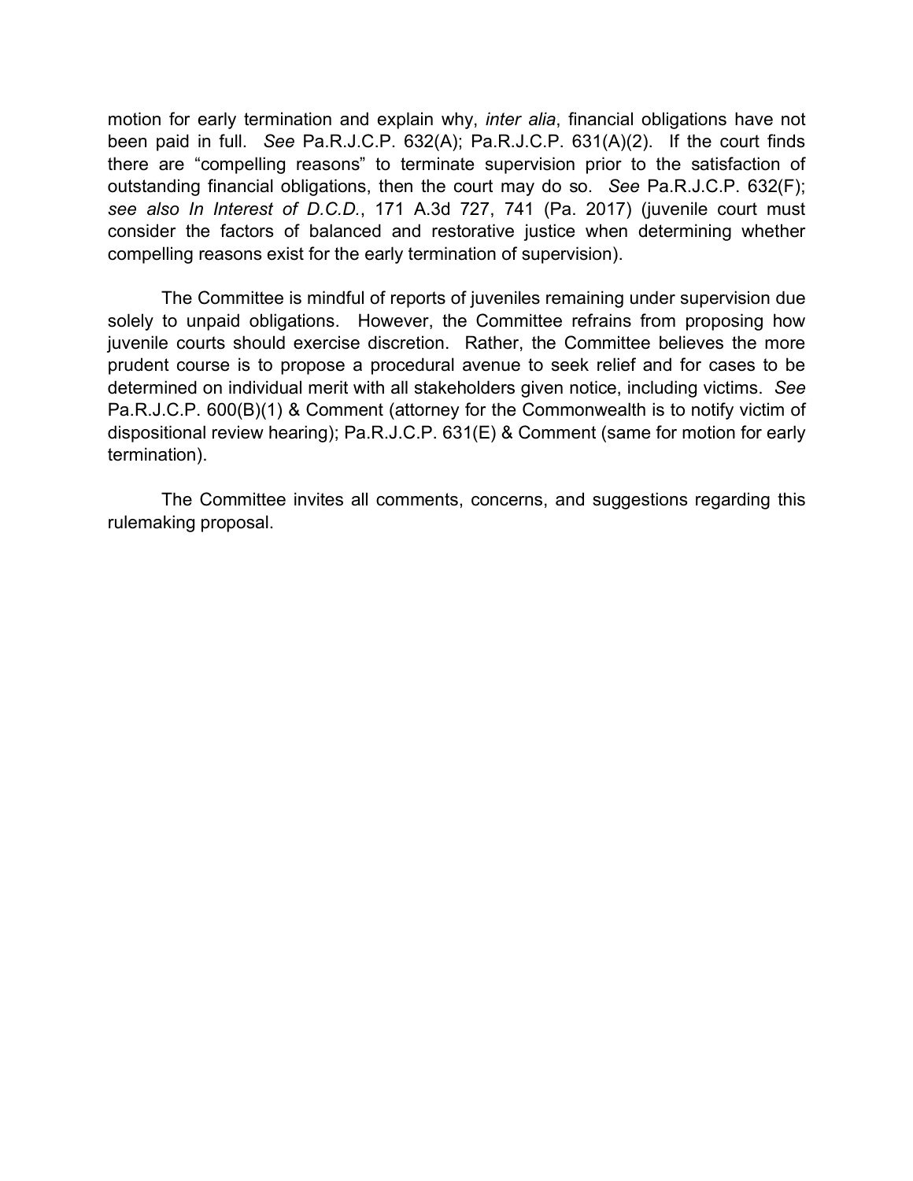motion for early termination and explain why, *inter alia*, financial obligations have not been paid in full. *See* Pa.R.J.C.P. 632(A); Pa.R.J.C.P. 631(A)(2). If the court finds there are "compelling reasons" to terminate supervision prior to the satisfaction of outstanding financial obligations, then the court may do so. *See* Pa.R.J.C.P. 632(F); *see also In Interest of D.C.D.*, 171 A.3d 727, 741 (Pa. 2017) (juvenile court must consider the factors of balanced and restorative justice when determining whether compelling reasons exist for the early termination of supervision).

The Committee is mindful of reports of juveniles remaining under supervision due solely to unpaid obligations. However, the Committee refrains from proposing how juvenile courts should exercise discretion. Rather, the Committee believes the more prudent course is to propose a procedural avenue to seek relief and for cases to be determined on individual merit with all stakeholders given notice, including victims. *See* Pa.R.J.C.P. 600(B)(1) & Comment (attorney for the Commonwealth is to notify victim of dispositional review hearing); Pa.R.J.C.P. 631(E) & Comment (same for motion for early termination).

The Committee invites all comments, concerns, and suggestions regarding this rulemaking proposal.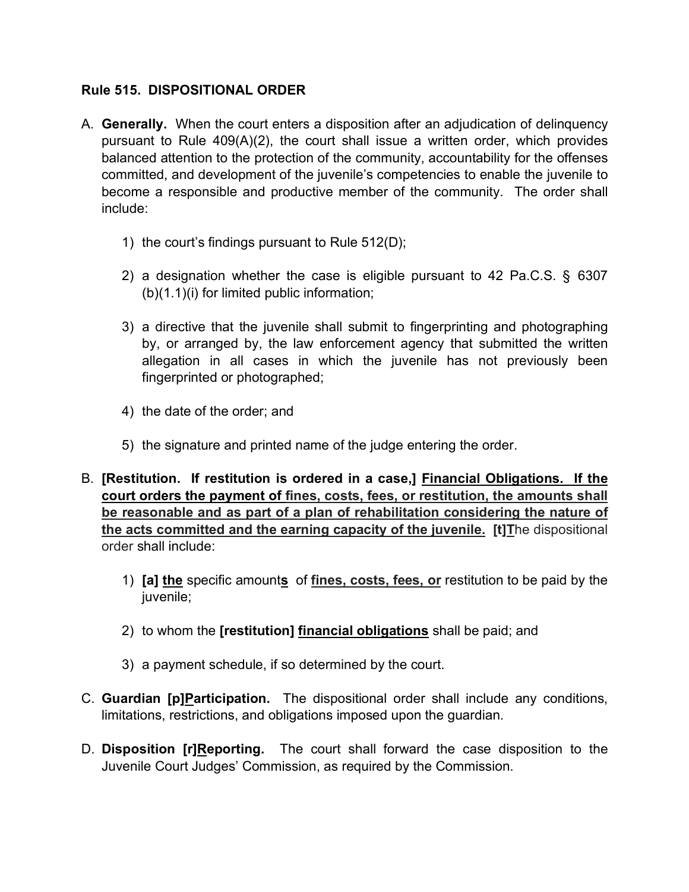**Rule 515. DISPOSITIONAL ORDER**

A. **Generally.** When the court enters a disposition after an adjudication of delinquency pursuant to Rule 409(A)(2), the court shall issue a written order, which provides balanced attention to the protection of the community, accountability for the offenses committed, and development of the juvenile's competencies to enable the juvenile to become a responsible and productive member of the community. The order shall include:

   1) the court's findings pursuant to Rule 512(D);

   2) a designation whether the case is eligible pursuant to 42 Pa.C.S. § 6307 (b)(1.1)(i) for limited public information;

   3) a directive that the juvenile shall submit to fingerprinting and photographing by, or arranged by, the law enforcement agency that submitted the written allegation in all cases in which the juvenile has not previously been fingerprinted or photographed;

   4) the date of the order; and

   5) the signature and printed name of the judge entering the order.

B. **[Restitution. If restitution is ordered in a case,] <u>Financial Obligations. If the court orders the payment of</u> <u>fines, costs, fees, or restitution, the amounts shall be reasonable and as part of a plan of rehabilitation considering the nature of the acts committed and the earning capacity of the juvenile.</u> [t]<u>T</u>**he dispositional order shall include:

   1) **[a] <u>the</u>** specific amount**<u>s</u>** of **<u>fines, costs, fees, or</u>** restitution to be paid by the juvenile;

   2) to whom the **[restitution] <u>financial obligations</u>** shall be paid; and

   3) a payment schedule, if so determined by the court.

C. **Guardian [p]<u>P</u>articipation.** The dispositional order shall include any conditions, limitations, restrictions, and obligations imposed upon the guardian.

D. **Disposition [r]<u>R</u>eporting.** The court shall forward the case disposition to the Juvenile Court Judges' Commission, as required by the Commission.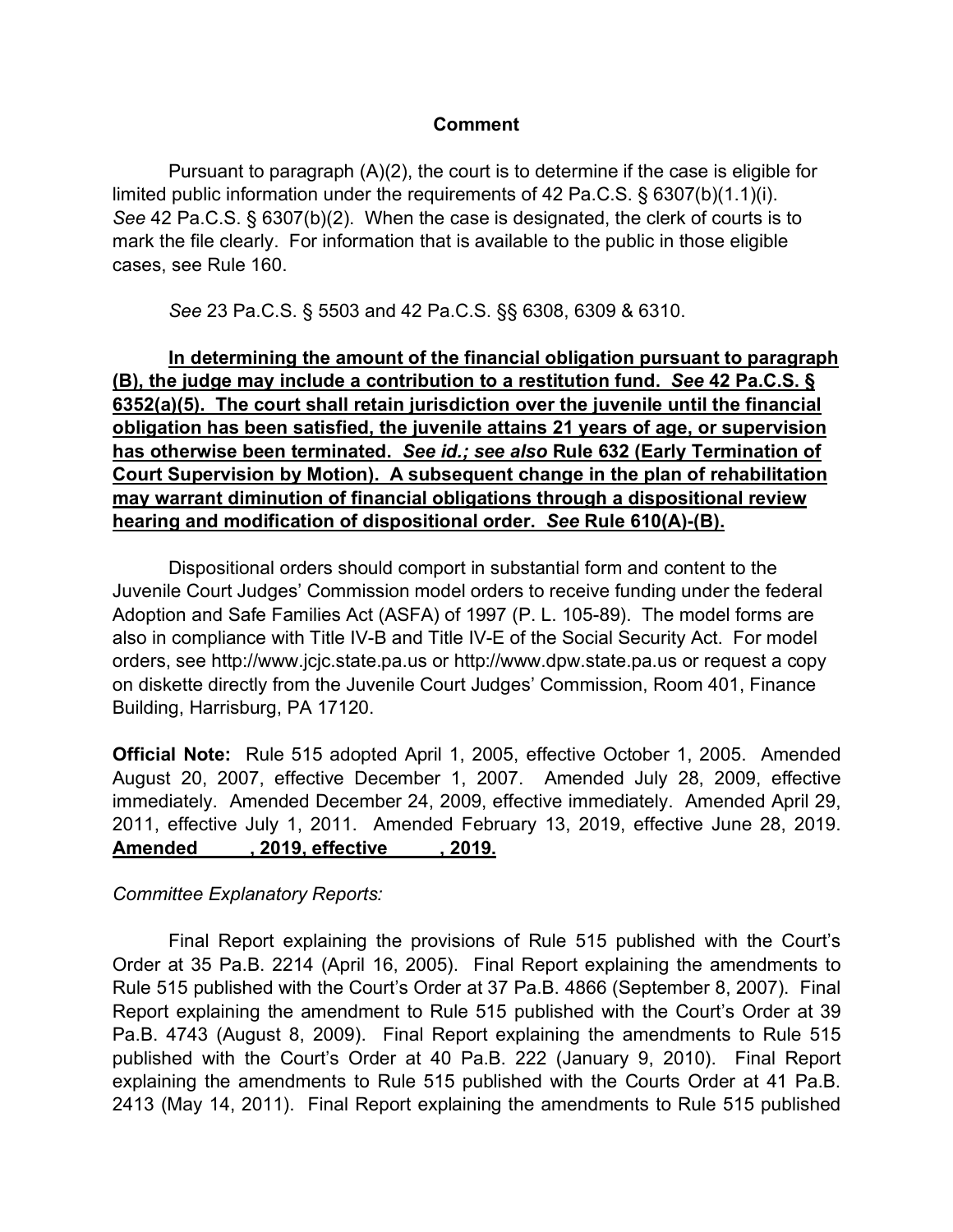## Comment

Pursuant to paragraph (A)(2), the court is to determine if the case is eligible for limited public information under the requirements of 42 Pa.C.S. § 6307(b)(1.1)(i). *See* 42 Pa.C.S. § 6307(b)(2). When the case is designated, the clerk of courts is to mark the file clearly. For information that is available to the public in those eligible cases, see Rule 160.

*See* 23 Pa.C.S. § 5503 and 42 Pa.C.S. §§ 6308, 6309 & 6310.

**In determining the amount of the financial obligation pursuant to paragraph (B), the judge may include a contribution to a restitution fund. *See* 42 Pa.C.S. § 6352(a)(5). The court shall retain jurisdiction over the juvenile until the financial obligation has been satisfied, the juvenile attains 21 years of age, or supervision has otherwise been terminated. *See id.; see also* Rule 632 (Early Termination of Court Supervision by Motion). A subsequent change in the plan of rehabilitation may warrant diminution of financial obligations through a dispositional review hearing and modification of dispositional order. *See* Rule 610(A)-(B).**

Dispositional orders should comport in substantial form and content to the Juvenile Court Judges' Commission model orders to receive funding under the federal Adoption and Safe Families Act (ASFA) of 1997 (P. L. 105-89). The model forms are also in compliance with Title IV-B and Title IV-E of the Social Security Act. For model orders, see http://www.jcjc.state.pa.us or http://www.dpw.state.pa.us or request a copy on diskette directly from the Juvenile Court Judges' Commission, Room 401, Finance Building, Harrisburg, PA 17120.

**Official Note:** Rule 515 adopted April 1, 2005, effective October 1, 2005. Amended August 20, 2007, effective December 1, 2007. Amended July 28, 2009, effective immediately. Amended December 24, 2009, effective immediately. Amended April 29, 2011, effective July 1, 2011. Amended February 13, 2019, effective June 28, 2019. **Amended \_\_\_\_\_, 2019, effective \_\_\_\_\_, 2019.**

*Committee Explanatory Reports:*

Final Report explaining the provisions of Rule 515 published with the Court's Order at 35 Pa.B. 2214 (April 16, 2005). Final Report explaining the amendments to Rule 515 published with the Court's Order at 37 Pa.B. 4866 (September 8, 2007). Final Report explaining the amendment to Rule 515 published with the Court's Order at 39 Pa.B. 4743 (August 8, 2009). Final Report explaining the amendments to Rule 515 published with the Court's Order at 40 Pa.B. 222 (January 9, 2010). Final Report explaining the amendments to Rule 515 published with the Courts Order at 41 Pa.B. 2413 (May 14, 2011). Final Report explaining the amendments to Rule 515 published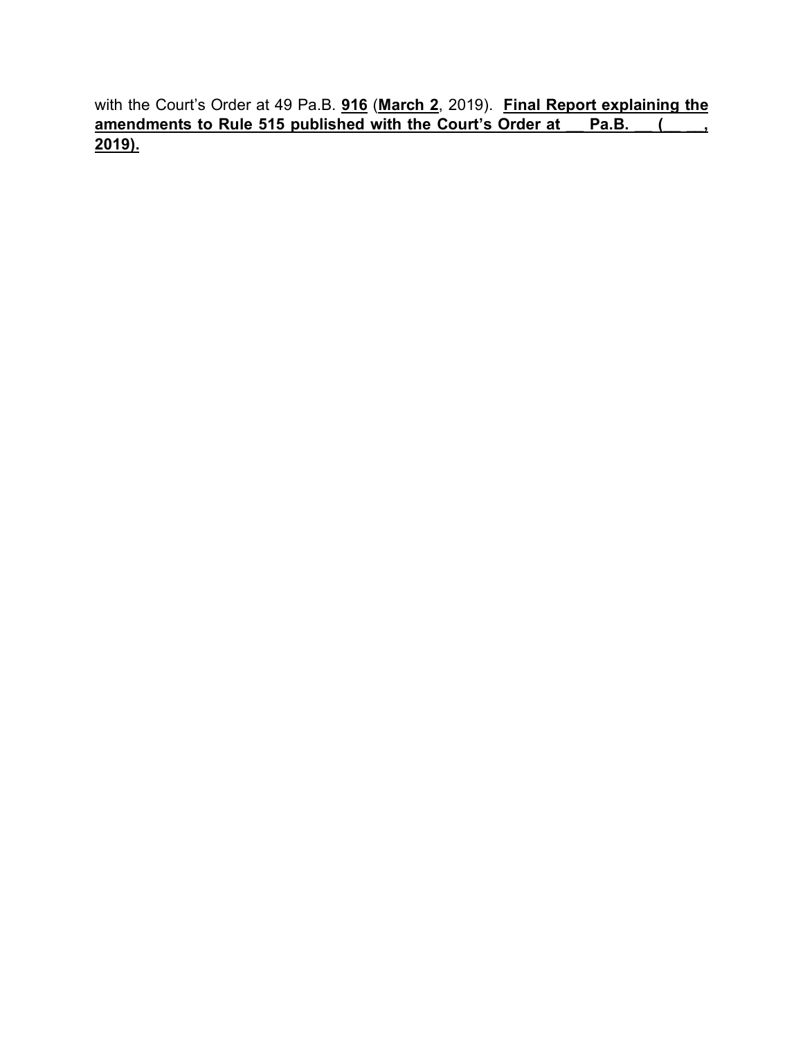with the Court's Order at 49 Pa.B. **916** (**March 2**, 2019). **Final Report explaining the amendments to Rule 515 published with the Court's Order at __ Pa.B. __ (_ __, 2019).**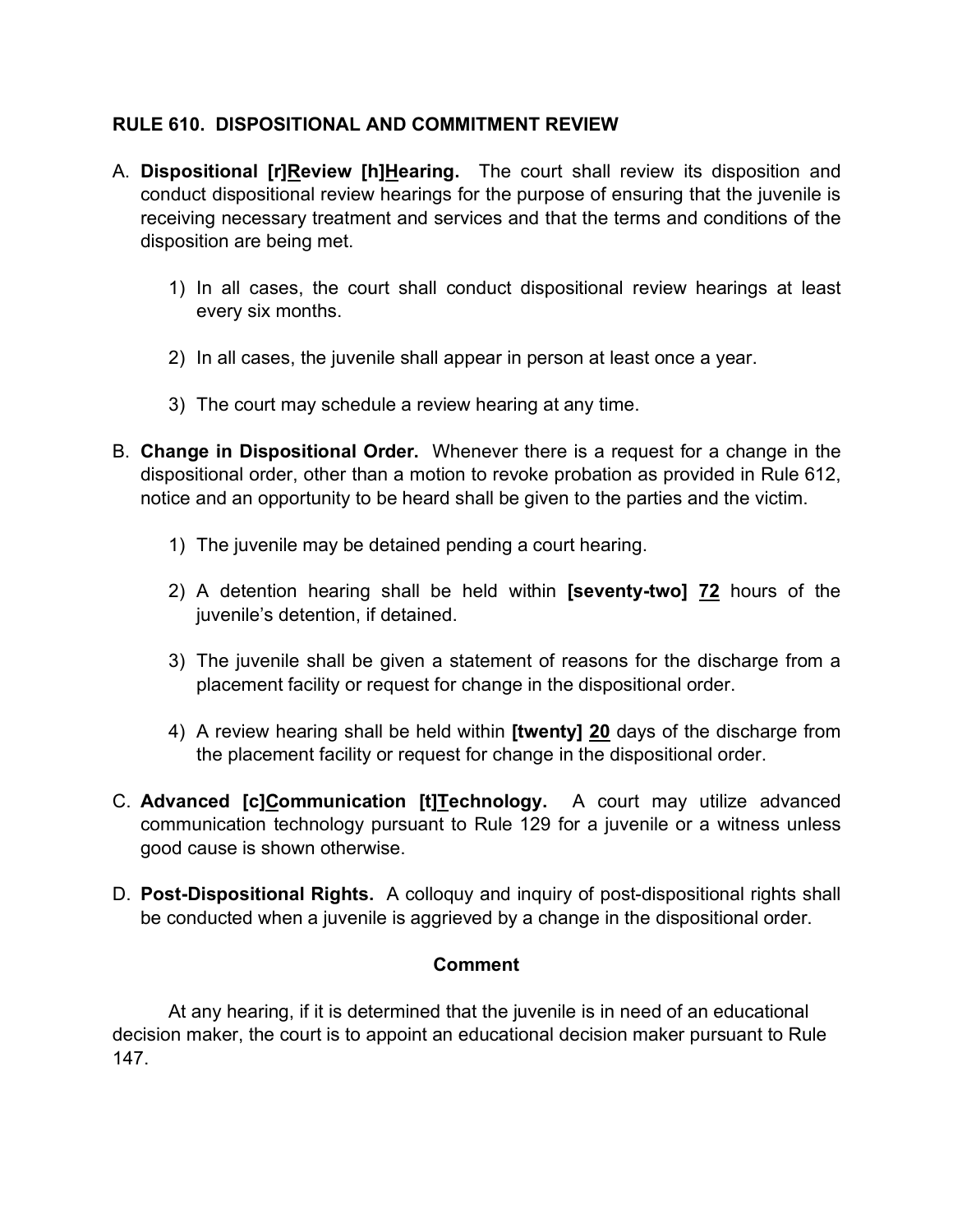**RULE 610. DISPOSITIONAL AND COMMITMENT REVIEW**

A. **Dispositional [r]<u>R</u>eview [h]<u>H</u>earing.** The court shall review its disposition and conduct dispositional review hearings for the purpose of ensuring that the juvenile is receiving necessary treatment and services and that the terms and conditions of the disposition are being met.

   1) In all cases, the court shall conduct dispositional review hearings at least every six months.

   2) In all cases, the juvenile shall appear in person at least once a year.

   3) The court may schedule a review hearing at any time.

B. **Change in Dispositional Order.** Whenever there is a request for a change in the dispositional order, other than a motion to revoke probation as provided in Rule 612, notice and an opportunity to be heard shall be given to the parties and the victim.

   1) The juvenile may be detained pending a court hearing.

   2) A detention hearing shall be held within **[seventy-two]** **<u>72</u>** hours of the juvenile's detention, if detained.

   3) The juvenile shall be given a statement of reasons for the discharge from a placement facility or request for change in the dispositional order.

   4) A review hearing shall be held within **[twenty]** **<u>20</u>** days of the discharge from the placement facility or request for change in the dispositional order.

C. **Advanced [c]<u>C</u>ommunication [t]<u>T</u>echnology.** A court may utilize advanced communication technology pursuant to Rule 129 for a juvenile or a witness unless good cause is shown otherwise.

D. **Post-Dispositional Rights.** A colloquy and inquiry of post-dispositional rights shall be conducted when a juvenile is aggrieved by a change in the dispositional order.

**Comment**

At any hearing, if it is determined that the juvenile is in need of an educational decision maker, the court is to appoint an educational decision maker pursuant to Rule 147.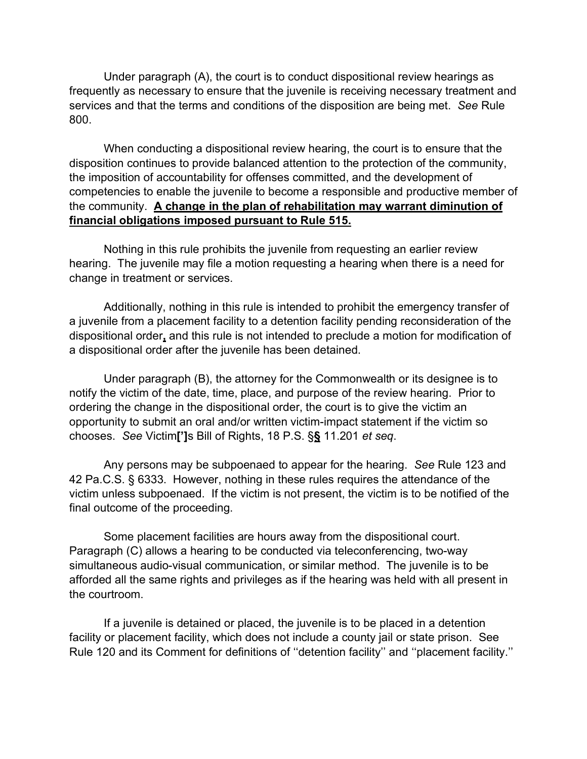Under paragraph (A), the court is to conduct dispositional review hearings as frequently as necessary to ensure that the juvenile is receiving necessary treatment and services and that the terms and conditions of the disposition are being met. *See* Rule 800.

When conducting a dispositional review hearing, the court is to ensure that the disposition continues to provide balanced attention to the protection of the community, the imposition of accountability for offenses committed, and the development of competencies to enable the juvenile to become a responsible and productive member of the community. **A change in the plan of rehabilitation may warrant diminution of financial obligations imposed pursuant to Rule 515.**

Nothing in this rule prohibits the juvenile from requesting an earlier review hearing. The juvenile may file a motion requesting a hearing when there is a need for change in treatment or services.

Additionally, nothing in this rule is intended to prohibit the emergency transfer of a juvenile from a placement facility to a detention facility pending reconsideration of the dispositional order**,** and this rule is not intended to preclude a motion for modification of a dispositional order after the juvenile has been detained.

Under paragraph (B), the attorney for the Commonwealth or its designee is to notify the victim of the date, time, place, and purpose of the review hearing. Prior to ordering the change in the dispositional order, the court is to give the victim an opportunity to submit an oral and/or written victim-impact statement if the victim so chooses. *See* Victim**[']**s Bill of Rights, 18 P.S. §**§** 11.201 *et seq*.

Any persons may be subpoenaed to appear for the hearing. *See* Rule 123 and 42 Pa.C.S. § 6333. However, nothing in these rules requires the attendance of the victim unless subpoenaed. If the victim is not present, the victim is to be notified of the final outcome of the proceeding.

Some placement facilities are hours away from the dispositional court. Paragraph (C) allows a hearing to be conducted via teleconferencing, two-way simultaneous audio-visual communication, or similar method. The juvenile is to be afforded all the same rights and privileges as if the hearing was held with all present in the courtroom.

If a juvenile is detained or placed, the juvenile is to be placed in a detention facility or placement facility, which does not include a county jail or state prison. See Rule 120 and its Comment for definitions of ''detention facility'' and ''placement facility.''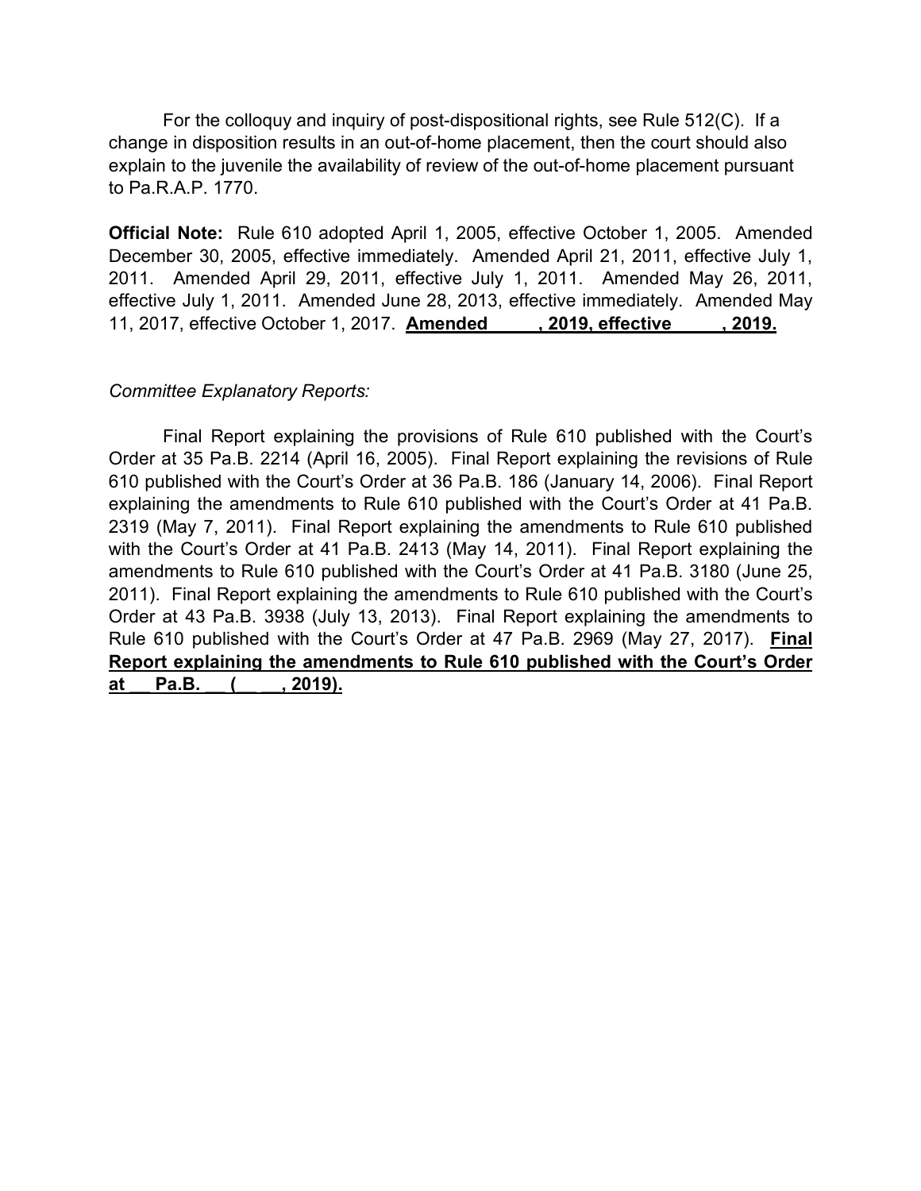For the colloquy and inquiry of post-dispositional rights, see Rule 512(C). If a change in disposition results in an out-of-home placement, then the court should also explain to the juvenile the availability of review of the out-of-home placement pursuant to Pa.R.A.P. 1770.

**Official Note:** Rule 610 adopted April 1, 2005, effective October 1, 2005. Amended December 30, 2005, effective immediately. Amended April 21, 2011, effective July 1, 2011. Amended April 29, 2011, effective July 1, 2011. Amended May 26, 2011, effective July 1, 2011. Amended June 28, 2013, effective immediately. Amended May 11, 2017, effective October 1, 2017. **<u>Amended ____, 2019, effective ____, 2019.</u>**

*Committee Explanatory Reports:*

Final Report explaining the provisions of Rule 610 published with the Court's Order at 35 Pa.B. 2214 (April 16, 2005). Final Report explaining the revisions of Rule 610 published with the Court's Order at 36 Pa.B. 186 (January 14, 2006). Final Report explaining the amendments to Rule 610 published with the Court's Order at 41 Pa.B. 2319 (May 7, 2011). Final Report explaining the amendments to Rule 610 published with the Court's Order at 41 Pa.B. 2413 (May 14, 2011). Final Report explaining the amendments to Rule 610 published with the Court's Order at 41 Pa.B. 3180 (June 25, 2011). Final Report explaining the amendments to Rule 610 published with the Court's Order at 43 Pa.B. 3938 (July 13, 2013). Final Report explaining the amendments to Rule 610 published with the Court's Order at 47 Pa.B. 2969 (May 27, 2017). **<u>Final Report explaining the amendments to Rule 610 published with the Court's Order at __ Pa.B. __ (__ __, 2019).</u>**